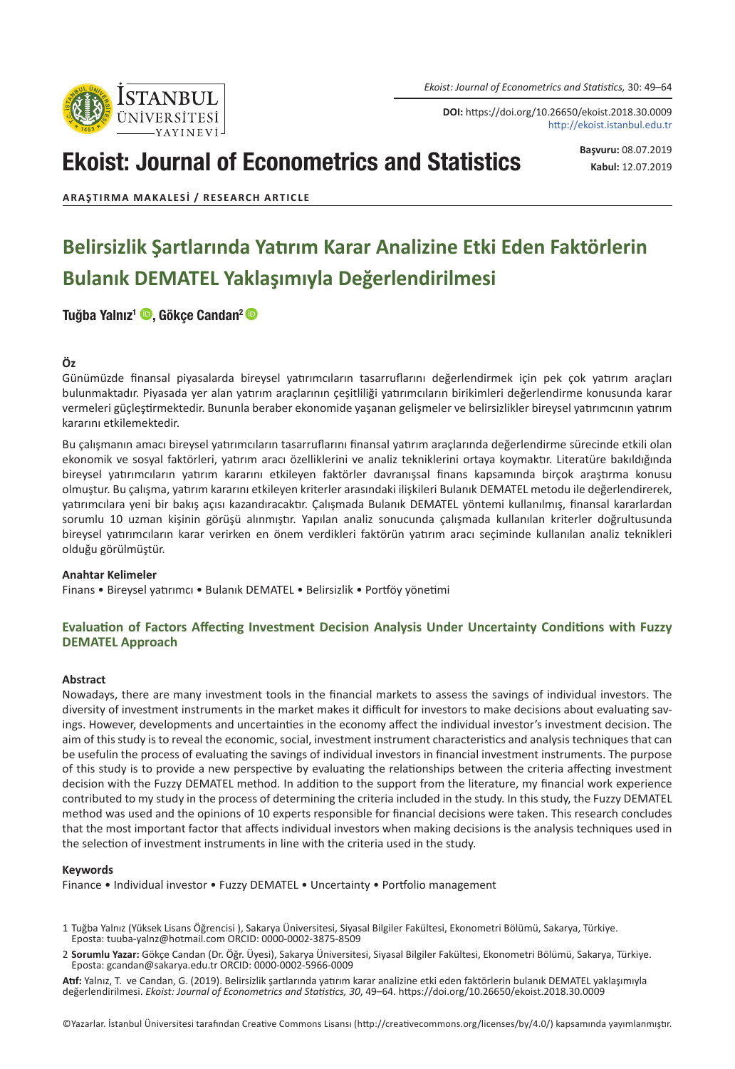DOI: https://doi.org/10.26650/ekoist.2018.30.0009
http://ekoist.istanbul.edu.tr

# Ekoist: Journal of Econometrics and Statistics

**Başvuru:** 08.07.2019
**Kabul:** 12.07.2019

**ARAŞTIRMA MAKALESİ / RESEARCH ARTICLE**

# Belirsizlik Şartlarında Yatırım Karar Analizine Etki Eden Faktörlerin Bulanık DEMATEL Yaklaşımıyla Değerlendirilmesi

**Tuğba Yalnız[1], Gökçe Candan[2]**

### Öz

Günümüzde finansal piyasalarda bireysel yatırımcıların tasarruflarını değerlendirmek için pek çok yatırım araçları bulunmaktadır. Piyasada yer alan yatırım araçlarının çeşitliliği yatırımcıların birikimleri değerlendirme konusunda karar vermeleri güçleştirmektedir. Bununla beraber ekonomide yaşanan gelişmeler ve belirsizlikler bireysel yatırımcının yatırım kararını etkilemektedir.

Bu çalışmanın amacı bireysel yatırımcıların tasarruflarını finansal yatırım araçlarında değerlendirme sürecinde etkili olan ekonomik ve sosyal faktörleri, yatırım aracı özelliklerini ve analiz tekniklerini ortaya koymaktır. Literatüre bakıldığında bireysel yatırımcıların yatırım kararını etkileyen faktörler davranışsal finans kapsamında birçok araştırma konusu olmuştur. Bu çalışma, yatırım kararını etkileyen kriterler arasındaki ilişkileri Bulanık DEMATEL metodu ile değerlendirerek, yatırımcılara yeni bir bakış açısı kazandıracaktır. Çalışmada Bulanık DEMATEL yöntemi kullanılmış, finansal kararlardan sorumlu 10 uzman kişinin görüşü alınmıştır. Yapılan analiz sonucunda çalışmada kullanılan kriterler doğrultusunda bireysel yatırımcıların karar verirken en önem verdikleri faktörün yatırım aracı seçiminde kullanılan analiz teknikleri olduğu görülmüştür.

**Anahtar Kelimeler**

Finans • Bireysel yatırımcı • Bulanık DEMATEL • Belirsizlik • Portföy yönetimi

## Evaluation of Factors Affecting Investment Decision Analysis Under Uncertainty Conditions with Fuzzy DEMATEL Approach

### Abstract

Nowadays, there are many investment tools in the financial markets to assess the savings of individual investors. The diversity of investment instruments in the market makes it difficult for investors to make decisions about evaluating savings. However, developments and uncertainties in the economy affect the individual investor's investment decision. The aim of this study is to reveal the economic, social, investment instrument characteristics and analysis techniques that can be usefulin the process of evaluating the savings of individual investors in financial investment instruments. The purpose of this study is to provide a new perspective by evaluating the relationships between the criteria affecting investment decision with the Fuzzy DEMATEL method. In addition to the support from the literature, my financial work experience contributed to my study in the process of determining the criteria included in the study. In this study, the Fuzzy DEMATEL method was used and the opinions of 10 experts responsible for financial decisions were taken. This research concludes that the most important factor that affects individual investors when making decisions is the analysis techniques used in the selection of investment instruments in line with the criteria used in the study.

**Keywords**

Finance • Individual investor • Fuzzy DEMATEL • Uncertainty • Portfolio management

1 Tuğba Yalnız (Yüksek Lisans Öğrencisi ), Sakarya Üniversitesi, Siyasal Bilgiler Fakültesi, Ekonometri Bölümü, Sakarya, Türkiye. Eposta: tuuba-yalnz@hotmail.com ORCID: 0000-0002-3875-8509

2 **Sorumlu Yazar:** Gökçe Candan (Dr. Öğr. Üyesi), Sakarya Üniversitesi, Siyasal Bilgiler Fakültesi, Ekonometri Bölümü, Sakarya, Türkiye. Eposta: gcandan@sakarya.edu.tr ORCID: 0000-0002-5966-0009

**Atıf:** Yalnız, T. ve Candan, G. (2019). Belirsizlik şartlarında yatırım karar analizine etki eden faktörlerin bulanık DEMATEL yaklaşımıyla değerlendirilmesi. *Ekoist: Journal of Econometrics and Statistics, 30*, 49–64. https://doi.org/10.26650/ekoist.2018.30.0009

©Yazarlar. İstanbul Üniversitesi tarafından Creative Commons Lisansı (http://creativecommons.org/licenses/by/4.0/) kapsamında yayımlanmıştır.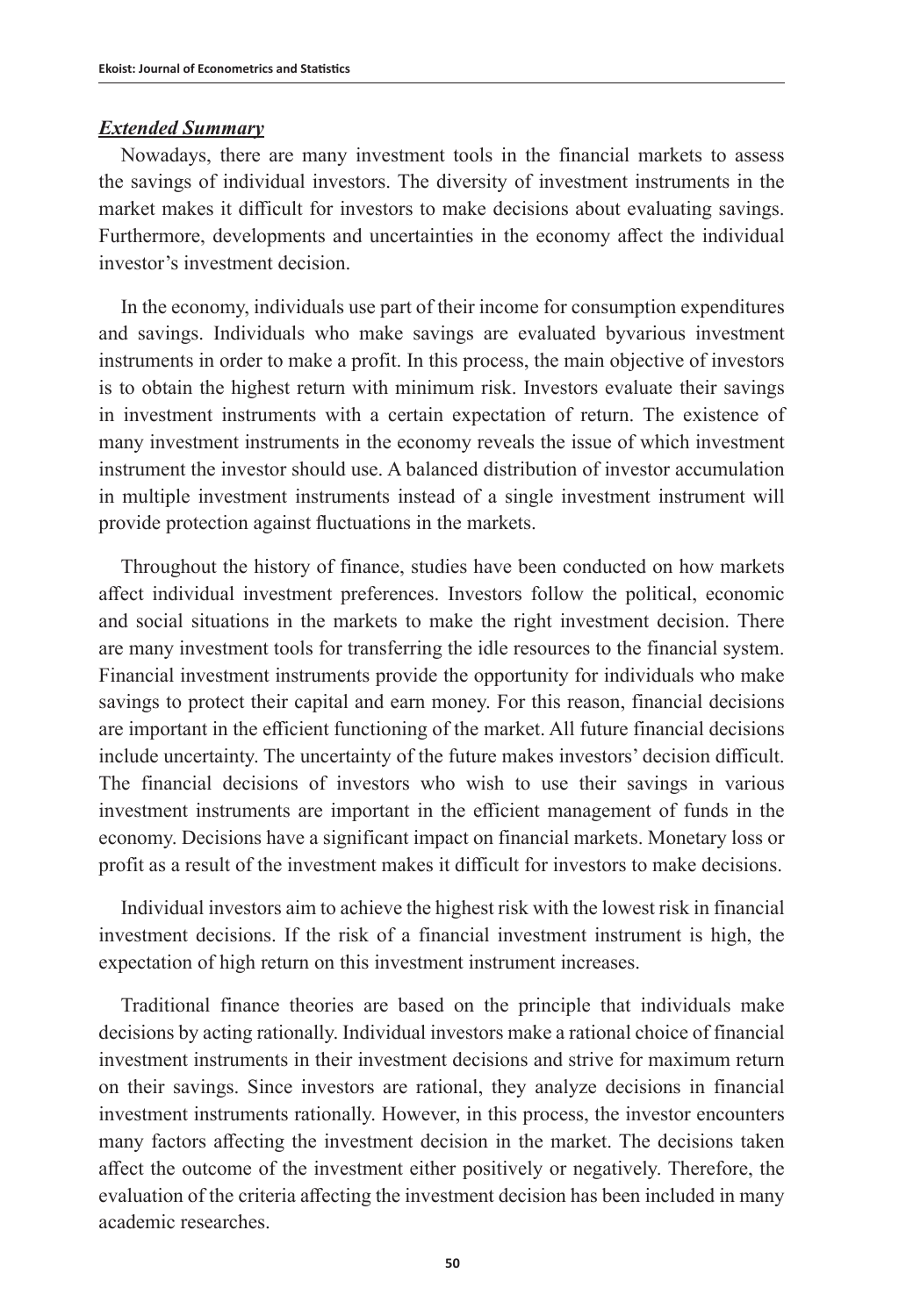***Extended Summary***

Nowadays, there are many investment tools in the financial markets to assess the savings of individual investors. The diversity of investment instruments in the market makes it difficult for investors to make decisions about evaluating savings. Furthermore, developments and uncertainties in the economy affect the individual investor's investment decision.

In the economy, individuals use part of their income for consumption expenditures and savings. Individuals who make savings are evaluated byvarious investment instruments in order to make a profit. In this process, the main objective of investors is to obtain the highest return with minimum risk. Investors evaluate their savings in investment instruments with a certain expectation of return. The existence of many investment instruments in the economy reveals the issue of which investment instrument the investor should use. A balanced distribution of investor accumulation in multiple investment instruments instead of a single investment instrument will provide protection against fluctuations in the markets.

Throughout the history of finance, studies have been conducted on how markets affect individual investment preferences. Investors follow the political, economic and social situations in the markets to make the right investment decision. There are many investment tools for transferring the idle resources to the financial system. Financial investment instruments provide the opportunity for individuals who make savings to protect their capital and earn money. For this reason, financial decisions are important in the efficient functioning of the market. All future financial decisions include uncertainty. The uncertainty of the future makes investors' decision difficult. The financial decisions of investors who wish to use their savings in various investment instruments are important in the efficient management of funds in the economy. Decisions have a significant impact on financial markets. Monetary loss or profit as a result of the investment makes it difficult for investors to make decisions.

Individual investors aim to achieve the highest risk with the lowest risk in financial investment decisions. If the risk of a financial investment instrument is high, the expectation of high return on this investment instrument increases.

Traditional finance theories are based on the principle that individuals make decisions by acting rationally. Individual investors make a rational choice of financial investment instruments in their investment decisions and strive for maximum return on their savings. Since investors are rational, they analyze decisions in financial investment instruments rationally. However, in this process, the investor encounters many factors affecting the investment decision in the market. The decisions taken affect the outcome of the investment either positively or negatively. Therefore, the evaluation of the criteria affecting the investment decision has been included in many academic researches.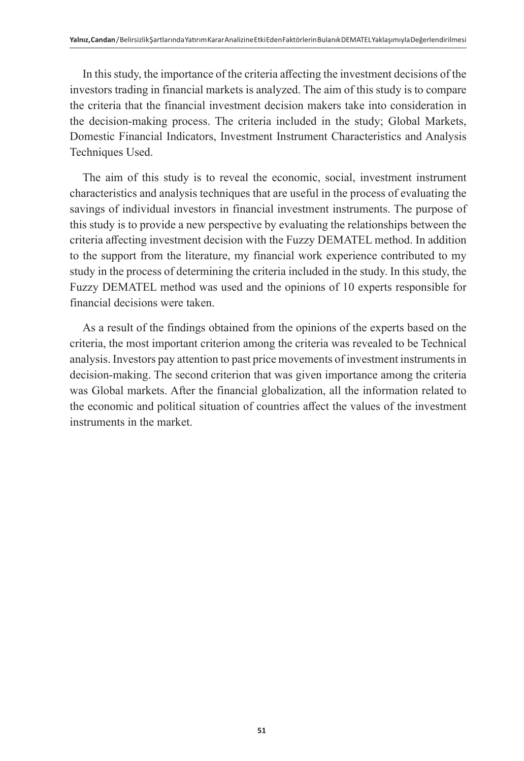In this study, the importance of the criteria affecting the investment decisions of the investors trading in financial markets is analyzed. The aim of this study is to compare the criteria that the financial investment decision makers take into consideration in the decision-making process. The criteria included in the study; Global Markets, Domestic Financial Indicators, Investment Instrument Characteristics and Analysis Techniques Used.

The aim of this study is to reveal the economic, social, investment instrument characteristics and analysis techniques that are useful in the process of evaluating the savings of individual investors in financial investment instruments. The purpose of this study is to provide a new perspective by evaluating the relationships between the criteria affecting investment decision with the Fuzzy DEMATEL method. In addition to the support from the literature, my financial work experience contributed to my study in the process of determining the criteria included in the study. In this study, the Fuzzy DEMATEL method was used and the opinions of 10 experts responsible for financial decisions were taken.

As a result of the findings obtained from the opinions of the experts based on the criteria, the most important criterion among the criteria was revealed to be Technical analysis. Investors pay attention to past price movements of investment instruments in decision-making. The second criterion that was given importance among the criteria was Global markets. After the financial globalization, all the information related to the economic and political situation of countries affect the values of the investment instruments in the market.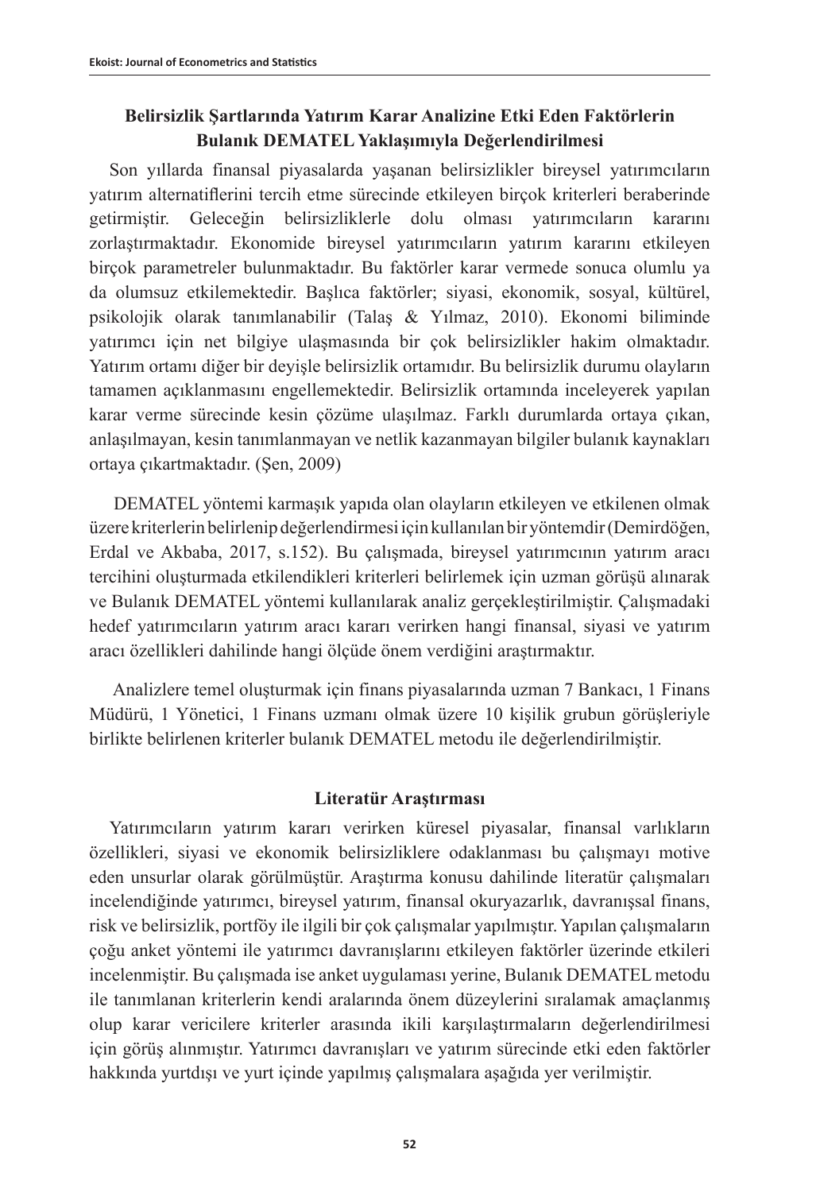## Belirsizlik Şartlarında Yatırım Karar Analizine Etki Eden Faktörlerin Bulanık DEMATEL Yaklaşımıyla Değerlendirilmesi

Son yıllarda finansal piyasalarda yaşanan belirsizlikler bireysel yatırımcıların yatırım alternatiflerini tercih etme sürecinde etkileyen birçok kriterleri beraberinde getirmiştir. Geleceğin belirsizliklerle dolu olması yatırımcıların kararını zorlaştırmaktadır. Ekonomide bireysel yatırımcıların yatırım kararını etkileyen birçok parametreler bulunmaktadır. Bu faktörler karar vermede sonuca olumlu ya da olumsuz etkilemektedir. Başlıca faktörler; siyasi, ekonomik, sosyal, kültürel, psikolojik olarak tanımlanabilir (Talaş & Yılmaz, 2010). Ekonomi biliminde yatırımcı için net bilgiye ulaşmasında bir çok belirsizlikler hakim olmaktadır. Yatırım ortamı diğer bir deyişle belirsizlik ortamıdır. Bu belirsizlik durumu olayların tamamen açıklanmasını engellemektedir. Belirsizlik ortamında inceleyerek yapılan karar verme sürecinde kesin çözüme ulaşılmaz. Farklı durumlarda ortaya çıkan, anlaşılmayan, kesin tanımlanmayan ve netlik kazanmayan bilgiler bulanık kaynakları ortaya çıkartmaktadır. (Şen, 2009)

DEMATEL yöntemi karmaşık yapıda olan olayların etkileyen ve etkilenen olmak üzere kriterlerin belirlenip değerlendirmesi için kullanılan bir yöntemdir (Demirdöğen, Erdal ve Akbaba, 2017, s.152). Bu çalışmada, bireysel yatırımcının yatırım aracı tercihini oluşturmada etkilendikleri kriterleri belirlemek için uzman görüşü alınarak ve Bulanık DEMATEL yöntemi kullanılarak analiz gerçekleştirilmiştir. Çalışmadaki hedef yatırımcıların yatırım aracı kararı verirken hangi finansal, siyasi ve yatırım aracı özellikleri dahilinde hangi ölçüde önem verdiğini araştırmaktır.

Analizlere temel oluşturmak için finans piyasalarında uzman 7 Bankacı, 1 Finans Müdürü, 1 Yönetici, 1 Finans uzmanı olmak üzere 10 kişilik grubun görüşleriyle birlikte belirlenen kriterler bulanık DEMATEL metodu ile değerlendirilmiştir.

## Literatür Araştırması

Yatırımcıların yatırım kararı verirken küresel piyasalar, finansal varlıkların özellikleri, siyasi ve ekonomik belirsizliklere odaklanması bu çalışmayı motive eden unsurlar olarak görülmüştür. Araştırma konusu dahilinde literatür çalışmaları incelendiğinde yatırımcı, bireysel yatırım, finansal okuryazarlık, davranışsal finans, risk ve belirsizlik, portföy ile ilgili bir çok çalışmalar yapılmıştır. Yapılan çalışmaların çoğu anket yöntemi ile yatırımcı davranışlarını etkileyen faktörler üzerinde etkileri incelenmiştir. Bu çalışmada ise anket uygulaması yerine, Bulanık DEMATEL metodu ile tanımlanan kriterlerin kendi aralarında önem düzeylerini sıralamak amaçlanmış olup karar vericilere kriterler arasında ikili karşılaştırmaların değerlendirilmesi için görüş alınmıştır. Yatırımcı davranışları ve yatırım sürecinde etki eden faktörler hakkında yurtdışı ve yurt içinde yapılmış çalışmalara aşağıda yer verilmiştir.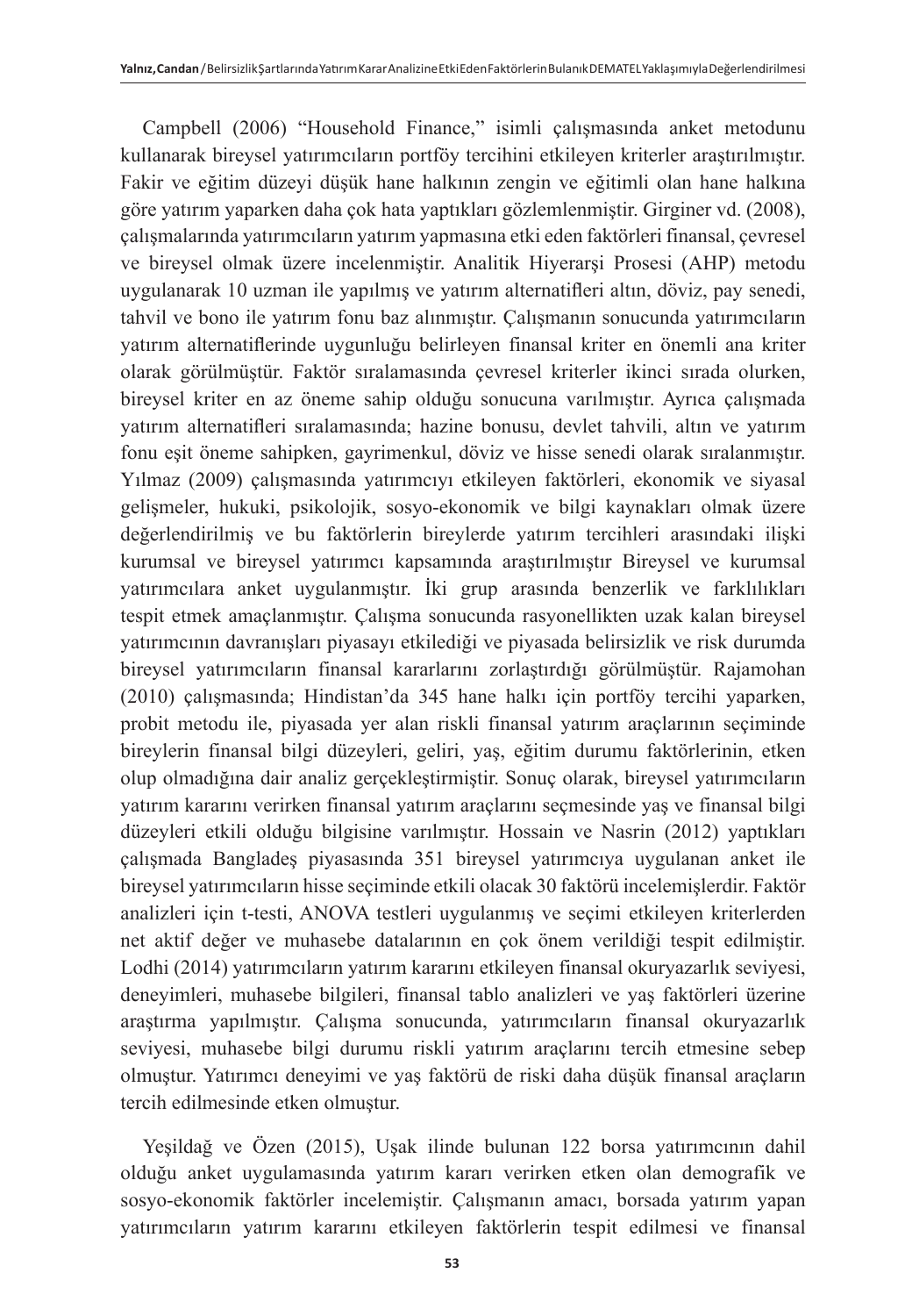Campbell (2006) “Household Finance,” isimli çalışmasında anket metodunu kullanarak bireysel yatırımcıların portföy tercihini etkileyen kriterler araştırılmıştır. Fakir ve eğitim düzeyi düşük hane halkının zengin ve eğitimli olan hane halkına göre yatırım yaparken daha çok hata yaptıkları gözlemlenmiştir. Girginer vd. (2008), çalışmalarında yatırımcıların yatırım yapmasına etki eden faktörleri finansal, çevresel ve bireysel olmak üzere incelenmiştir. Analitik Hiyerarşi Prosesi (AHP) metodu uygulanarak 10 uzman ile yapılmış ve yatırım alternatifleri altın, döviz, pay senedi, tahvil ve bono ile yatırım fonu baz alınmıştır. Çalışmanın sonucunda yatırımcıların yatırım alternatiflerinde uygunluğu belirleyen finansal kriter en önemli ana kriter olarak görülmüştür. Faktör sıralamasında çevresel kriterler ikinci sırada olurken, bireysel kriter en az öneme sahip olduğu sonucuna varılmıştır. Ayrıca çalışmada yatırım alternatifleri sıralamasında; hazine bonusu, devlet tahvili, altın ve yatırım fonu eşit öneme sahipken, gayrimenkul, döviz ve hisse senedi olarak sıralanmıştır. Yılmaz (2009) çalışmasında yatırımcıyı etkileyen faktörleri, ekonomik ve siyasal gelişmeler, hukuki, psikolojik, sosyo-ekonomik ve bilgi kaynakları olmak üzere değerlendirilmiş ve bu faktörlerin bireylerde yatırım tercihleri arasındaki ilişki kurumsal ve bireysel yatırımcı kapsamında araştırılmıştır Bireysel ve kurumsal yatırımcılara anket uygulanmıştır. İki grup arasında benzerlik ve farklılıkları tespit etmek amaçlanmıştır. Çalışma sonucunda rasyonellikten uzak kalan bireysel yatırımcının davranışları piyasayı etkilediği ve piyasada belirsizlik ve risk durumda bireysel yatırımcıların finansal kararlarını zorlaştırdığı görülmüştür. Rajamohan (2010) çalışmasında; Hindistan’da 345 hane halkı için portföy tercihi yaparken, probit metodu ile, piyasada yer alan riskli finansal yatırım araçlarının seçiminde bireylerin finansal bilgi düzeyleri, geliri, yaş, eğitim durumu faktörlerinin, etken olup olmadığına dair analiz gerçekleştirmiştir. Sonuç olarak, bireysel yatırımcıların yatırım kararını verirken finansal yatırım araçlarını seçmesinde yaş ve finansal bilgi düzeyleri etkili olduğu bilgisine varılmıştır. Hossain ve Nasrin (2012) yaptıkları çalışmada Bangladeş piyasasında 351 bireysel yatırımcıya uygulanan anket ile bireysel yatırımcıların hisse seçiminde etkili olacak 30 faktörü incelemişlerdir. Faktör analizleri için t-testi, ANOVA testleri uygulanmış ve seçimi etkileyen kriterlerden net aktif değer ve muhasebe datalarının en çok önem verildiği tespit edilmiştir. Lodhi (2014) yatırımcıların yatırım kararını etkileyen finansal okuryazarlık seviyesi, deneyimleri, muhasebe bilgileri, finansal tablo analizleri ve yaş faktörleri üzerine araştırma yapılmıştır. Çalışma sonucunda, yatırımcıların finansal okuryazarlık seviyesi, muhasebe bilgi durumu riskli yatırım araçlarını tercih etmesine sebep olmuştur. Yatırımcı deneyimi ve yaş faktörü de riski daha düşük finansal araçların tercih edilmesinde etken olmuştur.

Yeşildağ ve Özen (2015), Uşak ilinde bulunan 122 borsa yatırımcının dahil olduğu anket uygulamasında yatırım kararı verirken etken olan demografik ve sosyo-ekonomik faktörler incelemiştir. Çalışmanın amacı, borsada yatırım yapan yatırımcıların yatırım kararını etkileyen faktörlerin tespit edilmesi ve finansal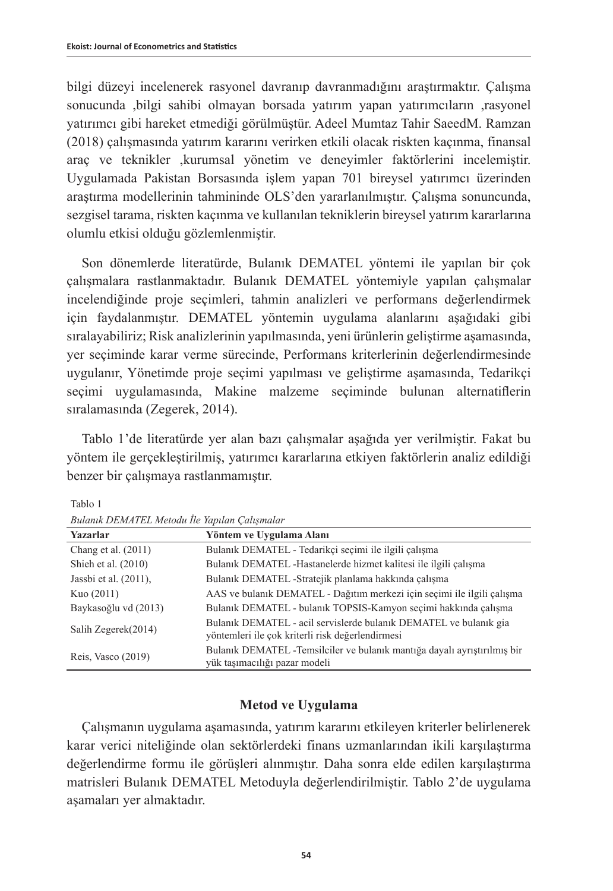bilgi düzeyi incelenerek rasyonel davranıp davranmadığını araştırmaktır. Çalışma sonucunda ,bilgi sahibi olmayan borsada yatırım yapan yatırımcıların ,rasyonel yatırımcı gibi hareket etmediği görülmüştür. Adeel Mumtaz Tahir SaeedM. Ramzan (2018) çalışmasında yatırım kararını verirken etkili olacak riskten kaçınma, finansal araç ve teknikler ,kurumsal yönetim ve deneyimler faktörlerini incelemiştir. Uygulamada Pakistan Borsasında işlem yapan 701 bireysel yatırımcı üzerinden araştırma modellerinin tahmininde OLS'den yararlanılmıştır. Çalışma sonuncunda, sezgisel tarama, riskten kaçınma ve kullanılan tekniklerin bireysel yatırım kararlarına olumlu etkisi olduğu gözlemlenmiştir.

Son dönemlerde literatürde, Bulanık DEMATEL yöntemi ile yapılan bir çok çalışmalara rastlanmaktadır. Bulanık DEMATEL yöntemiyle yapılan çalışmalar incelendiğinde proje seçimleri, tahmin analizleri ve performans değerlendirmek için faydalanmıştır. DEMATEL yöntemin uygulama alanlarını aşağıdaki gibi sıralayabiliriz; Risk analizlerinin yapılmasında, yeni ürünlerin geliştirme aşamasında, yer seçiminde karar verme sürecinde, Performans kriterlerinin değerlendirmesinde uygulanır, Yönetimde proje seçimi yapılması ve geliştirme aşamasında, Tedarikçi seçimi uygulamasında, Makine malzeme seçiminde bulunan alternatiflerin sıralamasında (Zegerek, 2014).

Tablo 1'de literatürde yer alan bazı çalışmalar aşağıda yer verilmiştir. Fakat bu yöntem ile gerçekleştirilmiş, yatırımcı kararlarına etkiyen faktörlerin analiz edildiği benzer bir çalışmaya rastlanmamıştır.

Tablo 1

*Bulanık DEMATEL Metodu İle Yapılan Çalışmalar*

| Yazarlar | Yöntem ve Uygulama Alanı |
|---|---|
| Chang et al. (2011) | Bulanık DEMATEL - Tedarikçi seçimi ile ilgili çalışma |
| Shieh et al. (2010) | Bulanık DEMATEL -Hastanelerde hizmet kalitesi ile ilgili çalışma |
| Jassbi et al. (2011), | Bulanık DEMATEL -Stratejik planlama hakkında çalışma |
| Kuo (2011) | AAS ve bulanık DEMATEL - Dağıtım merkezi için seçimi ile ilgili çalışma |
| Baykasoğlu vd (2013) | Bulanık DEMATEL - bulanık TOPSIS-Kamyon seçimi hakkında çalışma |
| Salih Zegerek(2014) | Bulanık DEMATEL - acil servislerde bulanık DEMATEL ve bulanık gia yöntemleri ile çok kriterli risk değerlendirmesi |
| Reis, Vasco (2019) | Bulanık DEMATEL -Temsilciler ve bulanık mantığa dayalı ayrıştırılmış bir yük taşımacılığı pazar modeli |

## Metod ve Uygulama

Çalışmanın uygulama aşamasında, yatırım kararını etkileyen kriterler belirlenerek karar verici niteliğinde olan sektörlerdeki finans uzmanlarından ikili karşılaştırma değerlendirme formu ile görüşleri alınmıştır. Daha sonra elde edilen karşılaştırma matrisleri Bulanık DEMATEL Metoduyla değerlendirilmiştir. Tablo 2'de uygulama aşamaları yer almaktadır.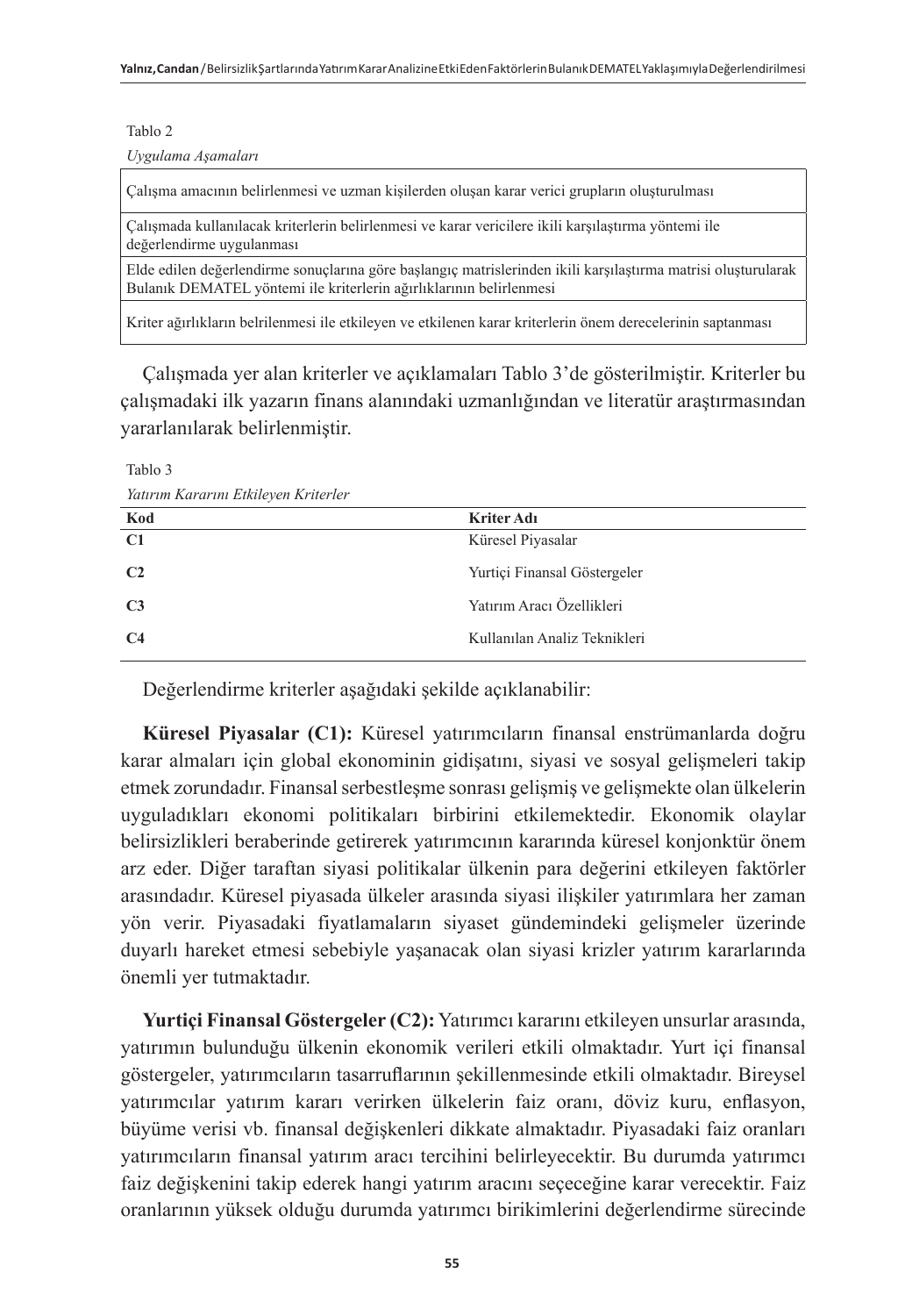Tablo 2

*Uygulama Aşamaları*

| |
|---|
| Çalışma amacının belirlenmesi ve uzman kişilerden oluşan karar verici grupların oluşturulması |
| Çalışmada kullanılacak kriterlerin belirlenmesi ve karar vericilere ikili karşılaştırma yöntemi ile değerlendirme uygulanması |
| Elde edilen değerlendirme sonuçlarına göre başlangıç matrislerinden ikili karşılaştırma matrisi oluşturularak Bulanık DEMATEL yöntemi ile kriterlerin ağırlıklarının belirlenmesi |
| Kriter ağırlıkların belrilenmesi ile etkileyen ve etkilenen karar kriterlerin önem derecelerinin saptanması |

Çalışmada yer alan kriterler ve açıklamaları Tablo 3'de gösterilmiştir. Kriterler bu çalışmadaki ilk yazarın finans alanındaki uzmanlığından ve literatür araştırmasından yararlanılarak belirlenmiştir.

Tablo 3

*Yatırım Kararını Etkileyen Kriterler*

| Kod | Kriter Adı |
|---|---|
| **C1** | Küresel Piyasalar |
| **C2** | Yurtiçi Finansal Göstergeler |
| **C3** | Yatırım Aracı Özellikleri |
| **C4** | Kullanılan Analiz Teknikleri |

Değerlendirme kriterler aşağıdaki şekilde açıklanabilir:

**Küresel Piyasalar (C1):** Küresel yatırımcıların finansal enstrümanlarda doğru karar almaları için global ekonominin gidişatını, siyasi ve sosyal gelişmeleri takip etmek zorundadır. Finansal serbestleşme sonrası gelişmiş ve gelişmekte olan ülkelerin uyguladıkları ekonomi politikaları birbirini etkilemektedir. Ekonomik olaylar belirsizlikleri beraberinde getirerek yatırımcının kararında küresel konjonktür önem arz eder. Diğer taraftan siyasi politikalar ülkenin para değerini etkileyen faktörler arasındadır. Küresel piyasada ülkeler arasında siyasi ilişkiler yatırımlara her zaman yön verir. Piyasadaki fiyatlamaların siyaset gündemindeki gelişmeler üzerinde duyarlı hareket etmesi sebebiyle yaşanacak olan siyasi krizler yatırım kararlarında önemli yer tutmaktadır.

**Yurtiçi Finansal Göstergeler (C2):** Yatırımcı kararını etkileyen unsurlar arasında, yatırımın bulunduğu ülkenin ekonomik verileri etkili olmaktadır. Yurt içi finansal göstergeler, yatırımcıların tasarruflarının şekillenmesinde etkili olmaktadır. Bireysel yatırımcılar yatırım kararı verirken ülkelerin faiz oranı, döviz kuru, enflasyon, büyüme verisi vb. finansal değişkenleri dikkate almaktadır. Piyasadaki faiz oranları yatırımcıların finansal yatırım aracı tercihini belirleyecektir. Bu durumda yatırımcı faiz değişkenini takip ederek hangi yatırım aracını seçeceğine karar verecektir. Faiz oranlarının yüksek olduğu durumda yatırımcı birikimlerini değerlendirme sürecinde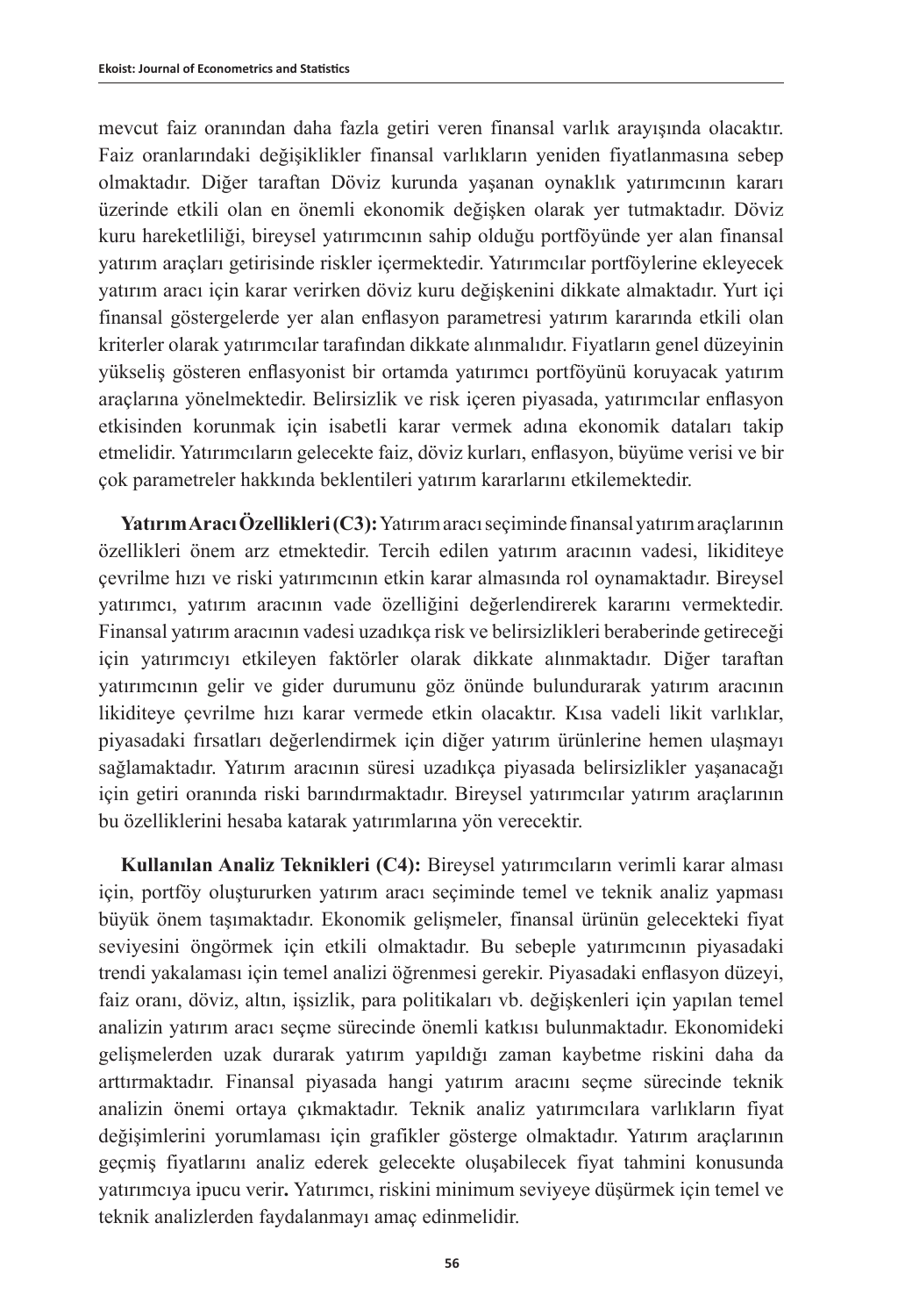mevcut faiz oranından daha fazla getiri veren finansal varlık arayışında olacaktır. Faiz oranlarındaki değişiklikler finansal varlıkların yeniden fiyatlanmasına sebep olmaktadır. Diğer taraftan Döviz kurunda yaşanan oynaklık yatırımcının kararı üzerinde etkili olan en önemli ekonomik değişken olarak yer tutmaktadır. Döviz kuru hareketliliği, bireysel yatırımcının sahip olduğu portföyünde yer alan finansal yatırım araçları getirisinde riskler içermektedir. Yatırımcılar portföylerine ekleyecek yatırım aracı için karar verirken döviz kuru değişkenini dikkate almaktadır. Yurt içi finansal göstergelerde yer alan enflasyon parametresi yatırım kararında etkili olan kriterler olarak yatırımcılar tarafından dikkate alınmalıdır. Fiyatların genel düzeyinin yükseliş gösteren enflasyonist bir ortamda yatırımcı portföyünü koruyacak yatırım araçlarına yönelmektedir. Belirsizlik ve risk içeren piyasada, yatırımcılar enflasyon etkisinden korunmak için isabetli karar vermek adına ekonomik dataları takip etmelidir. Yatırımcıların gelecekte faiz, döviz kurları, enflasyon, büyüme verisi ve bir çok parametreler hakkında beklentileri yatırım kararlarını etkilemektedir.

**Yatırım Aracı Özellikleri (C3):** Yatırım aracı seçiminde finansal yatırım araçlarının özellikleri önem arz etmektedir. Tercih edilen yatırım aracının vadesi, likiditeye çevrilme hızı ve riski yatırımcının etkin karar almasında rol oynamaktadır. Bireysel yatırımcı, yatırım aracının vade özelliğini değerlendirerek kararını vermektedir. Finansal yatırım aracının vadesi uzadıkça risk ve belirsizlikleri beraberinde getireceği için yatırımcıyı etkileyen faktörler olarak dikkate alınmaktadır. Diğer taraftan yatırımcının gelir ve gider durumunu göz önünde bulundurarak yatırım aracının likiditeye çevrilme hızı karar vermede etkin olacaktır. Kısa vadeli likit varlıklar, piyasadaki fırsatları değerlendirmek için diğer yatırım ürünlerine hemen ulaşmayı sağlamaktadır. Yatırım aracının süresi uzadıkça piyasada belirsizlikler yaşanacağı için getiri oranında riski barındırmaktadır. Bireysel yatırımcılar yatırım araçlarının bu özelliklerini hesaba katarak yatırımlarına yön verecektir.

**Kullanılan Analiz Teknikleri (C4):** Bireysel yatırımcıların verimli karar alması için, portföy oluştururken yatırım aracı seçiminde temel ve teknik analiz yapması büyük önem taşımaktadır. Ekonomik gelişmeler, finansal ürünün gelecekteki fiyat seviyesini öngörmek için etkili olmaktadır. Bu sebeple yatırımcının piyasadaki trendi yakalaması için temel analizi öğrenmesi gerekir. Piyasadaki enflasyon düzeyi, faiz oranı, döviz, altın, işsizlik, para politikaları vb. değişkenleri için yapılan temel analizin yatırım aracı seçme sürecinde önemli katkısı bulunmaktadır. Ekonomideki gelişmelerden uzak durarak yatırım yapıldığı zaman kaybetme riskini daha da arttırmaktadır. Finansal piyasada hangi yatırım aracını seçme sürecinde teknik analizin önemi ortaya çıkmaktadır. Teknik analiz yatırımcılara varlıkların fiyat değişimlerini yorumlaması için grafikler gösterge olmaktadır. Yatırım araçlarının geçmiş fiyatlarını analiz ederek gelecekte oluşabilecek fiyat tahmini konusunda yatırımcıya ipucu verir**.** Yatırımcı, riskini minimum seviyeye düşürmek için temel ve teknik analizlerden faydalanmayı amaç edinmelidir.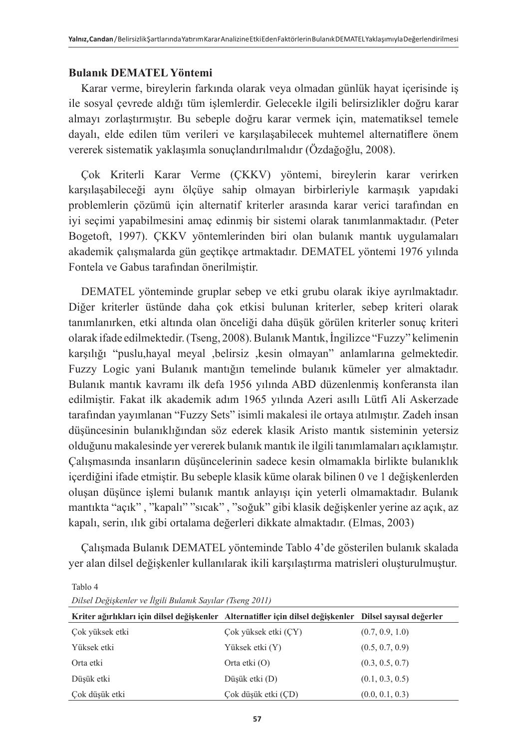## Bulanık DEMATEL Yöntemi

Karar verme, bireylerin farkında olarak veya olmadan günlük hayat içerisinde iş ile sosyal çevrede aldığı tüm işlemlerdir. Gelecekle ilgili belirsizlikler doğru karar almayı zorlaştırmıştır. Bu sebeple doğru karar vermek için, matematiksel temele dayalı, elde edilen tüm verileri ve karşılaşabilecek muhtemel alternatiflere önem vererek sistematik yaklaşımla sonuçlandırılmalıdır (Özdağoğlu, 2008).

Çok Kriterli Karar Verme (ÇKKV) yöntemi, bireylerin karar verirken karşılaşabileceği aynı ölçüye sahip olmayan birbirleriyle karmaşık yapıdaki problemlerin çözümü için alternatif kriterler arasında karar verici tarafından en iyi seçimi yapabilmesini amaç edinmiş bir sistemi olarak tanımlanmaktadır. (Peter Bogetoft, 1997). ÇKKV yöntemlerinden biri olan bulanık mantık uygulamaları akademik çalışmalarda gün geçtikçe artmaktadır. DEMATEL yöntemi 1976 yılında Fontela ve Gabus tarafından önerilmiştir.

DEMATEL yönteminde gruplar sebep ve etki grubu olarak ikiye ayrılmaktadır. Diğer kriterler üstünde daha çok etkisi bulunan kriterler, sebep kriteri olarak tanımlanırken, etki altında olan önceliği daha düşük görülen kriterler sonuç kriteri olarak ifade edilmektedir. (Tseng, 2008). Bulanık Mantık, İngilizce "Fuzzy" kelimenin karşılığı "puslu,hayal meyal ,belirsiz ,kesin olmayan" anlamlarına gelmektedir. Fuzzy Logic yani Bulanık mantığın temelinde bulanık kümeler yer almaktadır. Bulanık mantık kavramı ilk defa 1956 yılında ABD düzenlenmiş konferansta ilan edilmiştir. Fakat ilk akademik adım 1965 yılında Azeri asıllı Lütfi Ali Askerzade tarafından yayımlanan "Fuzzy Sets" isimli makalesi ile ortaya atılmıştır. Zadeh insan düşüncesinin bulanıklığından söz ederek klasik Aristo mantık sisteminin yetersiz olduğunu makalesinde yer vererek bulanık mantık ile ilgili tanımlamaları açıklamıştır. Çalışmasında insanların düşüncelerinin sadece kesin olmamakla birlikte bulanıklık içerdiğini ifade etmiştir. Bu sebeple klasik küme olarak bilinen 0 ve 1 değişkenlerden oluşan düşünce işlemi bulanık mantık anlayışı için yeterli olmamaktadır. Bulanık mantıkta "açık" , "kapalı" "sıcak" , "soğuk" gibi klasik değişkenler yerine az açık, az kapalı, serin, ılık gibi ortalama değerleri dikkate almaktadır. (Elmas, 2003)

Çalışmada Bulanık DEMATEL yönteminde Tablo 4'de gösterilen bulanık skalada yer alan dilsel değişkenler kullanılarak ikili karşılaştırma matrisleri oluşturulmuştur.

Tablo 4

*Dilsel Değişkenler ve İlgili Bulanık Sayılar (Tseng 2011)*

| Kriter ağırlıkları için dilsel değişkenler | Alternatifler için dilsel değişkenler | Dilsel sayısal değerler |
|---|---|---|
| Çok yüksek etki | Çok yüksek etki (ÇY) | (0.7, 0.9, 1.0) |
| Yüksek etki | Yüksek etki (Y) | (0.5, 0.7, 0.9) |
| Orta etki | Orta etki (O) | (0.3, 0.5, 0.7) |
| Düşük etki | Düşük etki (D) | (0.1, 0.3, 0.5) |
| Çok düşük etki | Çok düşük etki (ÇD) | (0.0, 0.1, 0.3) |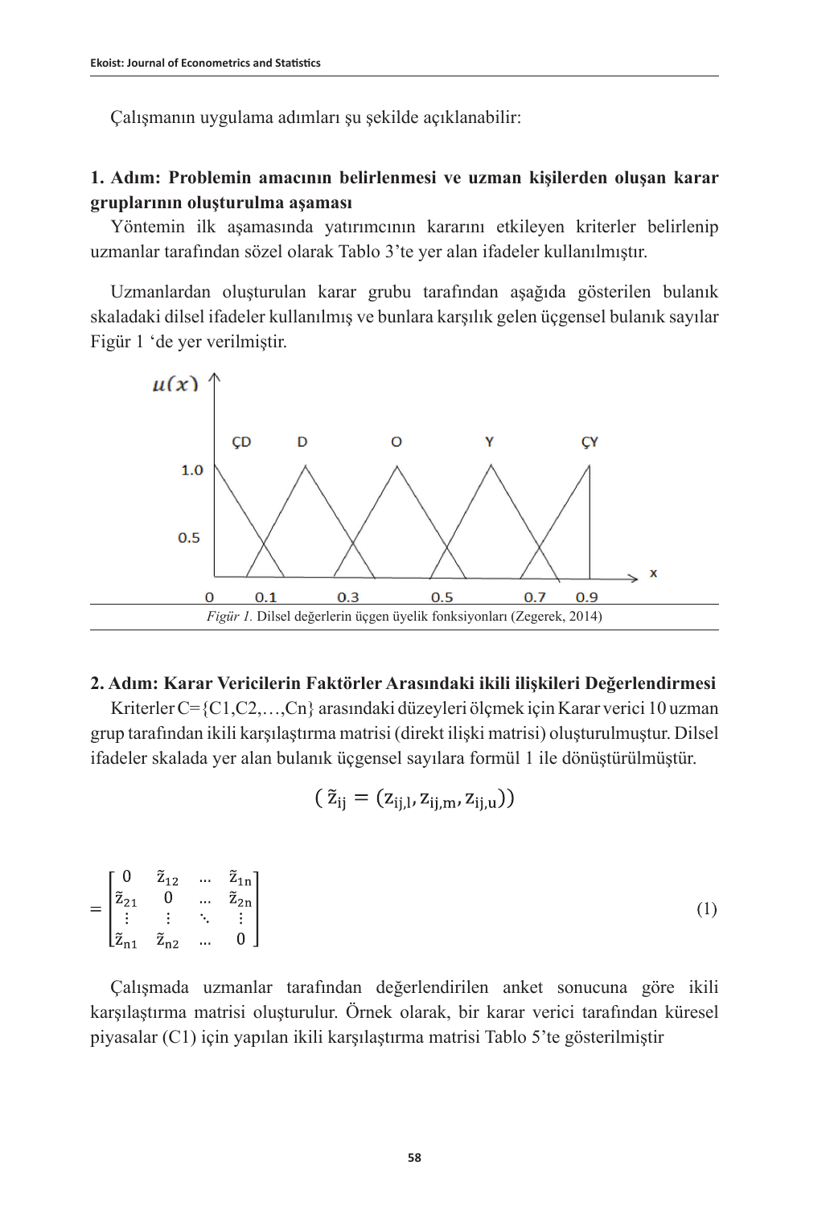Çalışmanın uygulama adımları şu şekilde açıklanabilir:

**1. Adım: Problemin amacının belirlenmesi ve uzman kişilerden oluşan karar gruplarının oluşturulma aşaması**

Yöntemin ilk aşamasında yatırımcının kararını etkileyen kriterler belirlenip uzmanlar tarafından sözel olarak Tablo 3'te yer alan ifadeler kullanılmıştır.

Uzmanlardan oluşturulan karar grubu tarafından aşağıda gösterilen bulanık skaladaki dilsel ifadeler kullanılmış ve bunlara karşılık gelen üçgensel bulanık sayılar Figür 1 'de yer verilmiştir.

*Figür 1.* Dilsel değerlerin üçgen üyelik fonksiyonları (Zegerek, 2014)

**2. Adım: Karar Vericilerin Faktörler Arasındaki ikili ilişkileri Değerlendirmesi**

Kriterler C={C1,C2,…,Cn} arasındaki düzeyleri ölçmek için Karar verici 10 uzman grup tarafından ikili karşılaştırma matrisi (direkt ilişki matrisi) oluşturulmuştur. Dilsel ifadeler skalada yer alan bulanık üçgensel sayılara formül 1 ile dönüştürülmüştür.

$$( \tilde{z}_{ij} = (z_{ij,l}, z_{ij,m}, z_{ij,u}))$$

$$= \begin{bmatrix} 0 & \tilde{z}_{12} & \cdots & \tilde{z}_{1n} \\ \tilde{z}_{21} & 0 & \cdots & \tilde{z}_{2n} \\ \vdots & \vdots & \ddots & \vdots \\ \tilde{z}_{n1} & \tilde{z}_{n2} & \cdots & 0 \end{bmatrix} \quad (1)$$

Çalışmada uzmanlar tarafından değerlendirilen anket sonucuna göre ikili karşılaştırma matrisi oluşturulur. Örnek olarak, bir karar verici tarafından küresel piyasalar (C1) için yapılan ikili karşılaştırma matrisi Tablo 5'te gösterilmiştir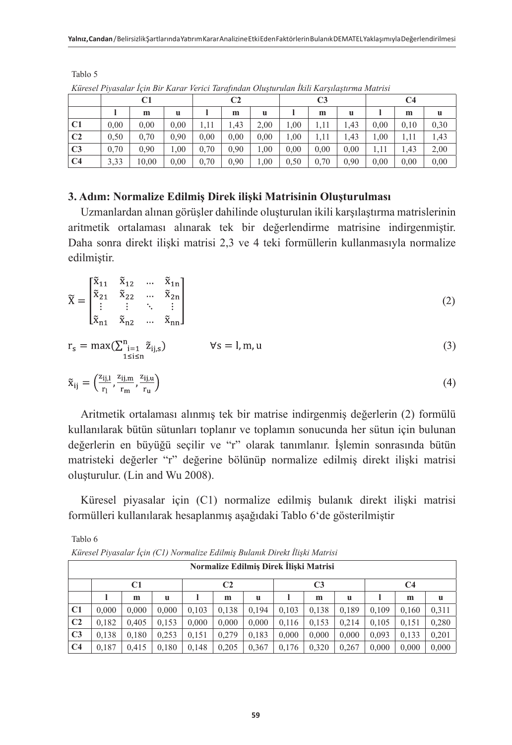Tablo 5

*Küresel Piyasalar İçin Bir Karar Verici Tarafından Oluşturulan İkili Karşılaştırma Matrisi*

| | C1 | | | C2 | | | C3 | | | C4 | | |
|---|---|---|---|---|---|---|---|---|---|---|---|---|
| | l | m | u | l | m | u | l | m | u | l | m | u |
| C1 | 0,00 | 0,00 | 0,00 | 1,11 | 1,43 | 2,00 | 1,00 | 1,11 | 1,43 | 0,00 | 0,10 | 0,30 |
| C2 | 0,50 | 0,70 | 0,90 | 0,00 | 0,00 | 0,00 | 1,00 | 1,11 | 1,43 | 1,00 | 1,11 | 1,43 |
| C3 | 0,70 | 0,90 | 1,00 | 0,70 | 0,90 | 1,00 | 0,00 | 0,00 | 0,00 | 1,11 | 1,43 | 2,00 |
| C4 | 3,33 | 10,00 | 0,00 | 0,70 | 0,90 | 1,00 | 0,50 | 0,70 | 0,90 | 0,00 | 0,00 | 0,00 |

### 3. Adım: Normalize Edilmiş Direk ilişki Matrisinin Oluşturulması

Uzmanlardan alınan görüşler dahilinde oluşturulan ikili karşılaştırma matrislerinin aritmetik ortalaması alınarak tek bir değerlendirme matrisine indirgenmiştir. Daha sonra direkt ilişki matrisi 2,3 ve 4 teki formüllerin kullanmasıyla normalize edilmiştir.

$$\tilde{X} = \begin{bmatrix} \tilde{x}_{11} & \tilde{x}_{12} & \dots & \tilde{x}_{1n} \\ \tilde{x}_{21} & \tilde{x}_{22} & \dots & \tilde{x}_{2n} \\ \vdots & \vdots & \ddots & \vdots \\ \tilde{x}_{n1} & \tilde{x}_{n2} & \dots & \tilde{x}_{nn} \end{bmatrix} \tag{2}$$

$$r_s = \max\Big(\sum_{\substack{i=1 \\ 1\le i\le n}}^{n} \tilde{z}_{ij,s}\Big) \qquad \forall s = l, m, u \tag{3}$$

$$\tilde{x}_{ij} = \left(\frac{z_{ij,l}}{r_l}, \frac{z_{ij,m}}{r_m}, \frac{z_{ij,u}}{r_u}\right) \tag{4}$$

Aritmetik ortalaması alınmış tek bir matrise indirgenmiş değerlerin (2) formülü kullanılarak bütün sütunları toplanır ve toplamın sonucunda her sütun için bulunan değerlerin en büyüğü seçilir ve "r" olarak tanımlanır. İşlemin sonrasında bütün matristeki değerler "r" değerine bölünüp normalize edilmiş direkt ilişki matrisi oluşturulur. (Lin and Wu 2008).

Küresel piyasalar için (C1) normalize edilmiş bulanık direkt ilişki matrisi formülleri kullanılarak hesaplanmış aşağıdaki Tablo 6'de gösterilmiştir

Tablo 6

*Küresel Piyasalar İçin (C1) Normalize Edilmiş Bulanık Direkt İlişki Matrisi*

| Normalize Edilmiş Direk İlişki Matrisi | | | | | | | | | | | | |
|---|---|---|---|---|---|---|---|---|---|---|---|---|
| | C1 | | | C2 | | | C3 | | | C4 | | |
| | l | m | u | l | m | u | l | m | u | l | m | u |
| C1 | 0,000 | 0,000 | 0,000 | 0,103 | 0,138 | 0,194 | 0,103 | 0,138 | 0,189 | 0,109 | 0,160 | 0,311 |
| C2 | 0,182 | 0,405 | 0,153 | 0,000 | 0,000 | 0,000 | 0,116 | 0,153 | 0,214 | 0,105 | 0,151 | 0,280 |
| C3 | 0,138 | 0,180 | 0,253 | 0,151 | 0,279 | 0,183 | 0,000 | 0,000 | 0,000 | 0,093 | 0,133 | 0,201 |
| C4 | 0,187 | 0,415 | 0,180 | 0,148 | 0,205 | 0,367 | 0,176 | 0,320 | 0,267 | 0,000 | 0,000 | 0,000 |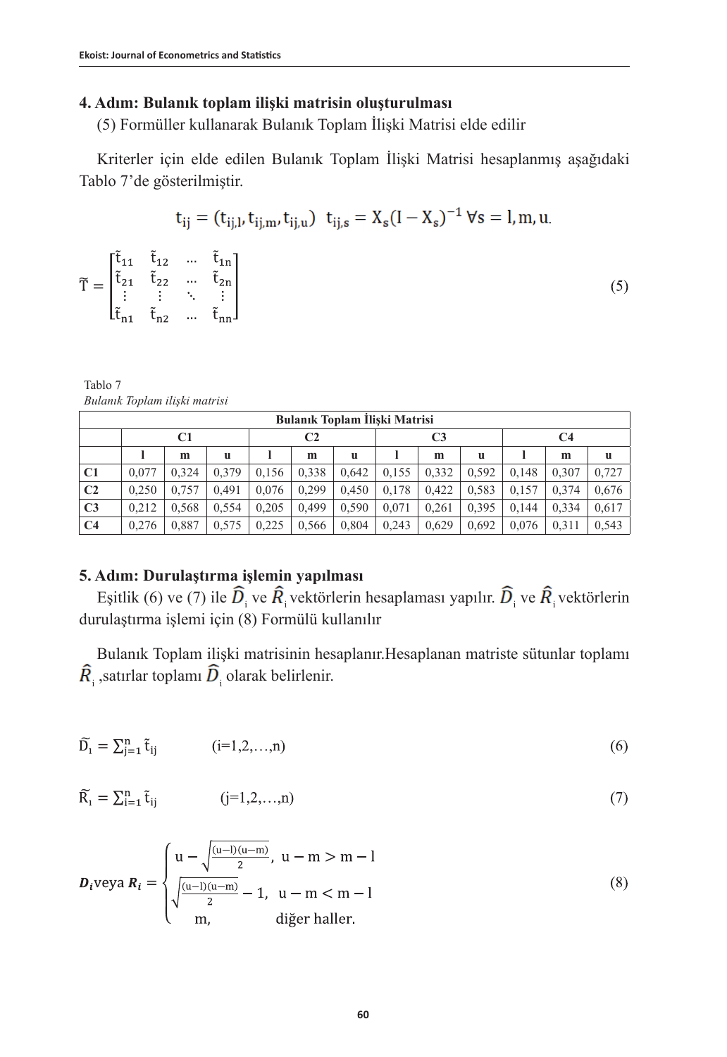**4. Adım: Bulanık toplam ilişki matrisin oluşturulması**

(5) Formüller kullanarak Bulanık Toplam İlişki Matrisi elde edilir

Kriterler için elde edilen Bulanık Toplam İlişki Matrisi hesaplanmış aşağıdaki Tablo 7'de gösterilmiştir.

$$t_{ij} = (t_{ij,l}, t_{ij,m}, t_{ij,u}) \quad t_{ij,s} = X_s(I - X_s)^{-1} \; \forall s = l, m, u.$$

$$\tilde{T} = \begin{bmatrix} \tilde{t}_{11} & \tilde{t}_{12} & \cdots & \tilde{t}_{1n} \\ \tilde{t}_{21} & \tilde{t}_{22} & \cdots & \tilde{t}_{2n} \\ \vdots & \vdots & \ddots & \vdots \\ \tilde{t}_{n1} & \tilde{t}_{n2} & \cdots & \tilde{t}_{nn} \end{bmatrix} \tag{5}$$

Tablo 7

*Bulanık Toplam ilişki matrisi*

| Bulanık Toplam İlişki Matrisi | | | | | | | | | | | | |
|---|---|---|---|---|---|---|---|---|---|---|---|---|
| | C1 | | | C2 | | | C3 | | | C4 | | |
| | l | m | u | l | m | u | l | m | u | l | m | u |
| C1 | 0,077 | 0,324 | 0,379 | 0,156 | 0,338 | 0,642 | 0,155 | 0,332 | 0,592 | 0,148 | 0,307 | 0,727 |
| C2 | 0,250 | 0,757 | 0,491 | 0,076 | 0,299 | 0,450 | 0,178 | 0,422 | 0,583 | 0,157 | 0,374 | 0,676 |
| C3 | 0,212 | 0,568 | 0,554 | 0,205 | 0,499 | 0,590 | 0,071 | 0,261 | 0,395 | 0,144 | 0,334 | 0,617 |
| C4 | 0,276 | 0,887 | 0,575 | 0,225 | 0,566 | 0,804 | 0,243 | 0,629 | 0,692 | 0,076 | 0,311 | 0,543 |

**5. Adım: Durulaştırma işlemin yapılması**

Eşitlik (6) ve (7) ile $\hat{D}_i$ ve $\hat{R}_i$ vektörlerin hesaplaması yapılır. $\hat{D}_i$ ve $\hat{R}_i$ vektörlerin durulaştırma işlemi için (8) Formülü kullanılır

Bulanık Toplam ilişki matrisinin hesaplanır.Hesaplanan matriste sütunlar toplamı $\hat{R}_i$ ,satırlar toplamı $\hat{D}_i$ olarak belirlenir.

$$\tilde{D}_i = \sum_{j=1}^{n} \tilde{t}_{ij} \qquad (i=1,2,\ldots,n) \tag{6}$$

$$\tilde{R}_i = \sum_{i=1}^{n} \tilde{t}_{ij} \qquad (j=1,2,\ldots,n) \tag{7}$$

$$\boldsymbol{D_i} \text{veya } \boldsymbol{R_i} = \begin{cases} u - \sqrt{\frac{(u-l)(u-m)}{2}}, & u - m > m - l \\ \sqrt{\frac{(u-l)(u-m)}{2}} - 1, & u - m < m - l \\ m, & \text{diğer haller.} \end{cases} \tag{8}$$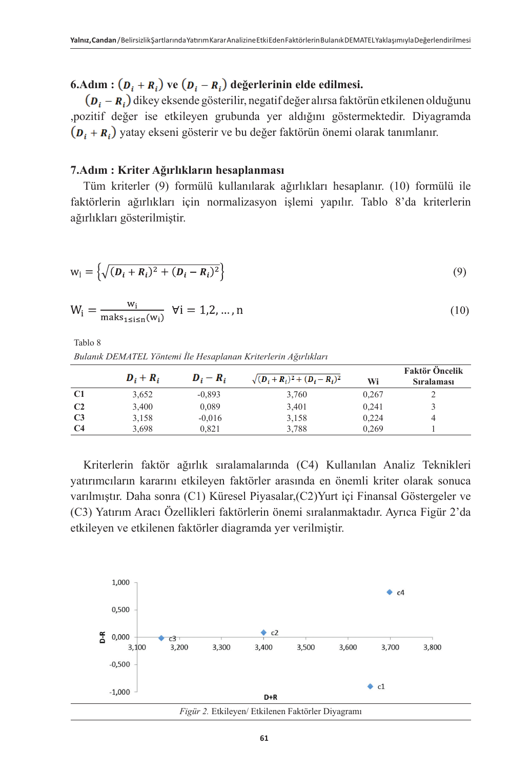**6.Adım : $(D_i + R_i)$ ve $(D_i - R_i)$ değerlerinin elde edilmesi.**

$(D_i - R_i)$ dikey eksende gösterilir, negatif değer alırsa faktörün etkilenen olduğunu ,pozitif değer ise etkileyen grubunda yer aldığını göstermektedir. Diyagramda $(D_i + R_i)$ yatay ekseni gösterir ve bu değer faktörün önemi olarak tanımlanır.

**7.Adım : Kriter Ağırlıkların hesaplanması**

Tüm kriterler (9) formülü kullanılarak ağırlıkları hesaplanır. (10) formülü ile faktörlerin ağırlıkları için normalizasyon işlemi yapılır. Tablo 8'da kriterlerin ağırlıkları gösterilmiştir.

$$w_i = \left\{ \sqrt{(D_i + R_i)^2 + (D_i - R_i)^2} \right\} \tag{9}$$

$$W_i = \frac{w_i}{maks_{1 \le i \le n}(w_i)} \quad \forall i = 1,2,\ldots,n \tag{10}$$

Tablo 8

*Bulanık DEMATEL Yöntemi İle Hesaplanan Kriterlerin Ağırlıkları*

| | $D_i + R_i$ | $D_i - R_i$ | $\sqrt{(D_i + R_i)^2 + (D_i - R_i)^2}$ | Wi | Faktör Öncelik Sıralaması |
|---|---|---|---|---|---|
| **C1** | 3,652 | -0,893 | 3,760 | 0,267 | 2 |
| **C2** | 3,400 | 0,089 | 3,401 | 0,241 | 3 |
| **C3** | 3,158 | -0,016 | 3,158 | 0,224 | 4 |
| **C4** | 3,698 | 0,821 | 3,788 | 0,269 | 1 |

Kriterlerin faktör ağırlık sıralamalarında (C4) Kullanılan Analiz Teknikleri yatırımcıların kararını etkileyen faktörler arasında en önemli kriter olarak sonuca varılmıştır. Daha sonra (C1) Küresel Piyasalar,(C2)Yurt içi Finansal Göstergeler ve (C3) Yatırım Aracı Özellikleri faktörlerin önemi sıralanmaktadır. Ayrıca Figür 2'da etkileyen ve etkilenen faktörler diagramda yer verilmiştir.

*Figür 2.* Etkileyen/ Etkilenen Faktörler Diyagramı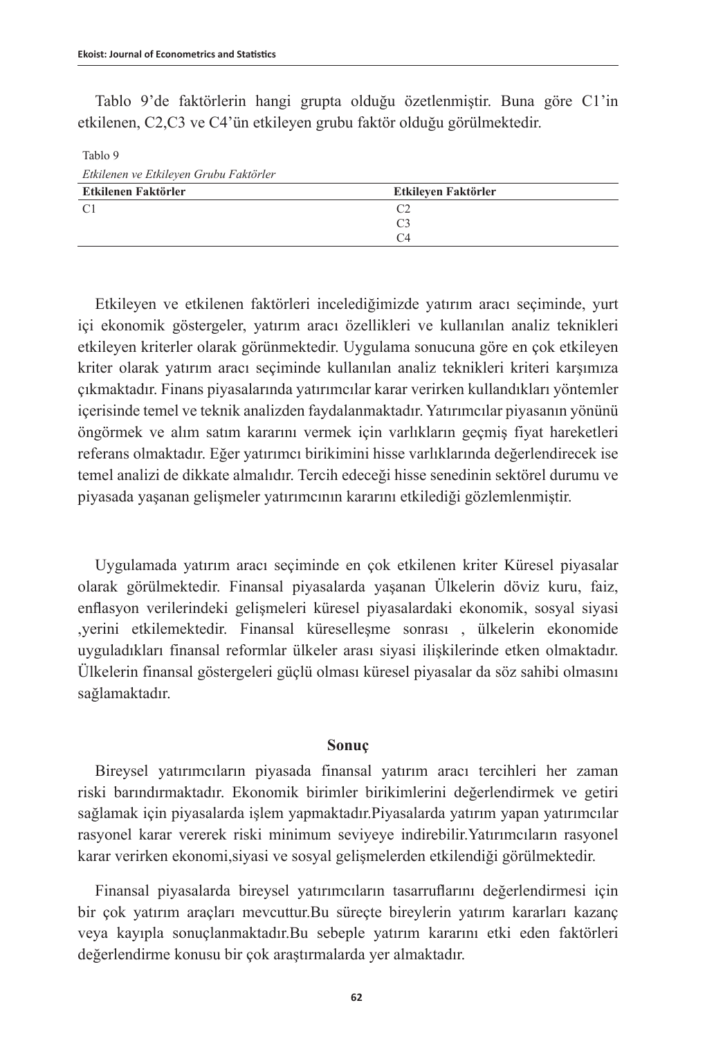Tablo 9'de faktörlerin hangi grupta olduğu özetlenmiştir. Buna göre C1'in etkilenen, C2,C3 ve C4'ün etkileyen grubu faktör olduğu görülmektedir.

Tablo 9

*Etkilenen ve Etkileyen Grubu Faktörler*

| Etkilenen Faktörler | Etkileyen Faktörler |
|---|---|
| C1 | C2 |
| | C3 |
| | C4 |

Etkileyen ve etkilenen faktörleri incelediğimizde yatırım aracı seçiminde, yurt içi ekonomik göstergeler, yatırım aracı özellikleri ve kullanılan analiz teknikleri etkileyen kriterler olarak görünmektedir. Uygulama sonucuna göre en çok etkileyen kriter olarak yatırım aracı seçiminde kullanılan analiz teknikleri kriteri karşımıza çıkmaktadır. Finans piyasalarında yatırımcılar karar verirken kullandıkları yöntemler içerisinde temel ve teknik analizden faydalanmaktadır. Yatırımcılar piyasanın yönünü öngörmek ve alım satım kararını vermek için varlıkların geçmiş fiyat hareketleri referans olmaktadır. Eğer yatırımcı birikimini hisse varlıklarında değerlendirecek ise temel analizi de dikkate almalıdır. Tercih edeceği hisse senedinin sektörel durumu ve piyasada yaşanan gelişmeler yatırımcının kararını etkilediği gözlemlenmiştir.

Uygulamada yatırım aracı seçiminde en çok etkilenen kriter Küresel piyasalar olarak görülmektedir. Finansal piyasalarda yaşanan Ülkelerin döviz kuru, faiz, enflasyon verilerindeki gelişmeleri küresel piyasalardaki ekonomik, sosyal siyasi ,yerini etkilemektedir. Finansal küreselleşme sonrası , ülkelerin ekonomide uyguladıkları finansal reformlar ülkeler arası siyasi ilişkilerinde etken olmaktadır. Ülkelerin finansal göstergeleri güçlü olması küresel piyasalar da söz sahibi olmasını sağlamaktadır.

## Sonuç

Bireysel yatırımcıların piyasada finansal yatırım aracı tercihleri her zaman riski barındırmaktadır. Ekonomik birimler birikimlerini değerlendirmek ve getiri sağlamak için piyasalarda işlem yapmaktadır.Piyasalarda yatırım yapan yatırımcılar rasyonel karar vererek riski minimum seviyeye indirebilir.Yatırımcıların rasyonel karar verirken ekonomi,siyasi ve sosyal gelişmelerden etkilendiği görülmektedir.

Finansal piyasalarda bireysel yatırımcıların tasarruflarını değerlendirmesi için bir çok yatırım araçları mevcuttur.Bu süreçte bireylerin yatırım kararları kazanç veya kayıpla sonuçlanmaktadır.Bu sebeple yatırım kararını etki eden faktörleri değerlendirme konusu bir çok araştırmalarda yer almaktadır.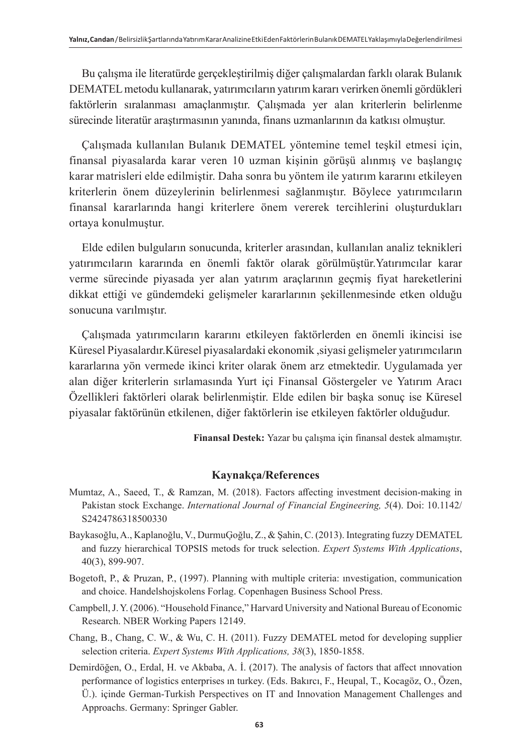Bu çalışma ile literatürde gerçekleştirilmiş diğer çalışmalardan farklı olarak Bulanık DEMATEL metodu kullanarak, yatırımcıların yatırım kararı verirken önemli gördükleri faktörlerin sıralanması amaçlanmıştır. Çalışmada yer alan kriterlerin belirlenme sürecinde literatür araştırmasının yanında, finans uzmanlarının da katkısı olmuştur.

Çalışmada kullanılan Bulanık DEMATEL yöntemine temel teşkil etmesi için, finansal piyasalarda karar veren 10 uzman kişinin görüşü alınmış ve başlangıç karar matrisleri elde edilmiştir. Daha sonra bu yöntem ile yatırım kararını etkileyen kriterlerin önem düzeylerinin belirlenmesi sağlanmıştır. Böylece yatırımcıların finansal kararlarında hangi kriterlere önem vererek tercihlerini oluşturdukları ortaya konulmuştur.

Elde edilen bulguların sonucunda, kriterler arasından, kullanılan analiz teknikleri yatırımcıların kararında en önemli faktör olarak görülmüştür.Yatırımcılar karar verme sürecinde piyasada yer alan yatırım araçlarının geçmiş fiyat hareketlerini dikkat ettiği ve gündemdeki gelişmeler kararlarının şekillenmesinde etken olduğu sonucuna varılmıştır.

Çalışmada yatırımcıların kararını etkileyen faktörlerden en önemli ikincisi ise Küresel Piyasalardır.Küresel piyasalardaki ekonomik ,siyasi gelişmeler yatırımcıların kararlarına yön vermede ikinci kriter olarak önem arz etmektedir. Uygulamada yer alan diğer kriterlerin sırlamasında Yurt içi Finansal Göstergeler ve Yatırım Aracı Özellikleri faktörleri olarak belirlenmiştir. Elde edilen bir başka sonuç ise Küresel piyasalar faktörünün etkilenen, diğer faktörlerin ise etkileyen faktörler olduğudur.

**Finansal Destek:** Yazar bu çalışma için finansal destek almamıştır.

## Kaynakça/References

Mumtaz, A., Saeed, T., & Ramzan, M. (2018). Factors affecting investment decision-making in Pakistan stock Exchange. *International Journal of Financial Engineering, 5*(4). Doi: 10.1142/S2424786318500330

Baykasoğlu, A., Kaplanoğlu, V., DurmuÇoğlu, Z., & Şahin, C. (2013). Integrating fuzzy DEMATEL and fuzzy hierarchical TOPSIS metods for truck selection. *Expert Systems With Applications*, 40(3), 899-907.

Bogetoft, P., & Pruzan, P., (1997). Planning with multiple criteria: ınvestigation, communication and choice. Handelshojskolens Forlag. Copenhagen Business School Press.

Campbell, J. Y. (2006). "Household Finance," Harvard University and National Bureau of Economic Research. NBER Working Papers 12149.

Chang, B., Chang, C. W., & Wu, C. H. (2011). Fuzzy DEMATEL metod for developing supplier selection criteria. *Expert Systems With Applications, 38*(3), 1850-1858.

Demirdöğen, O., Erdal, H. ve Akbaba, A. İ. (2017). The analysis of factors that affect ınnovation performance of logistics enterprises ın turkey. (Eds. Bakırcı, F., Heupal, T., Kocagöz, O., Özen, Ü.). içinde German-Turkish Perspectives on IT and Innovation Management Challenges and Approachs. Germany: Springer Gabler.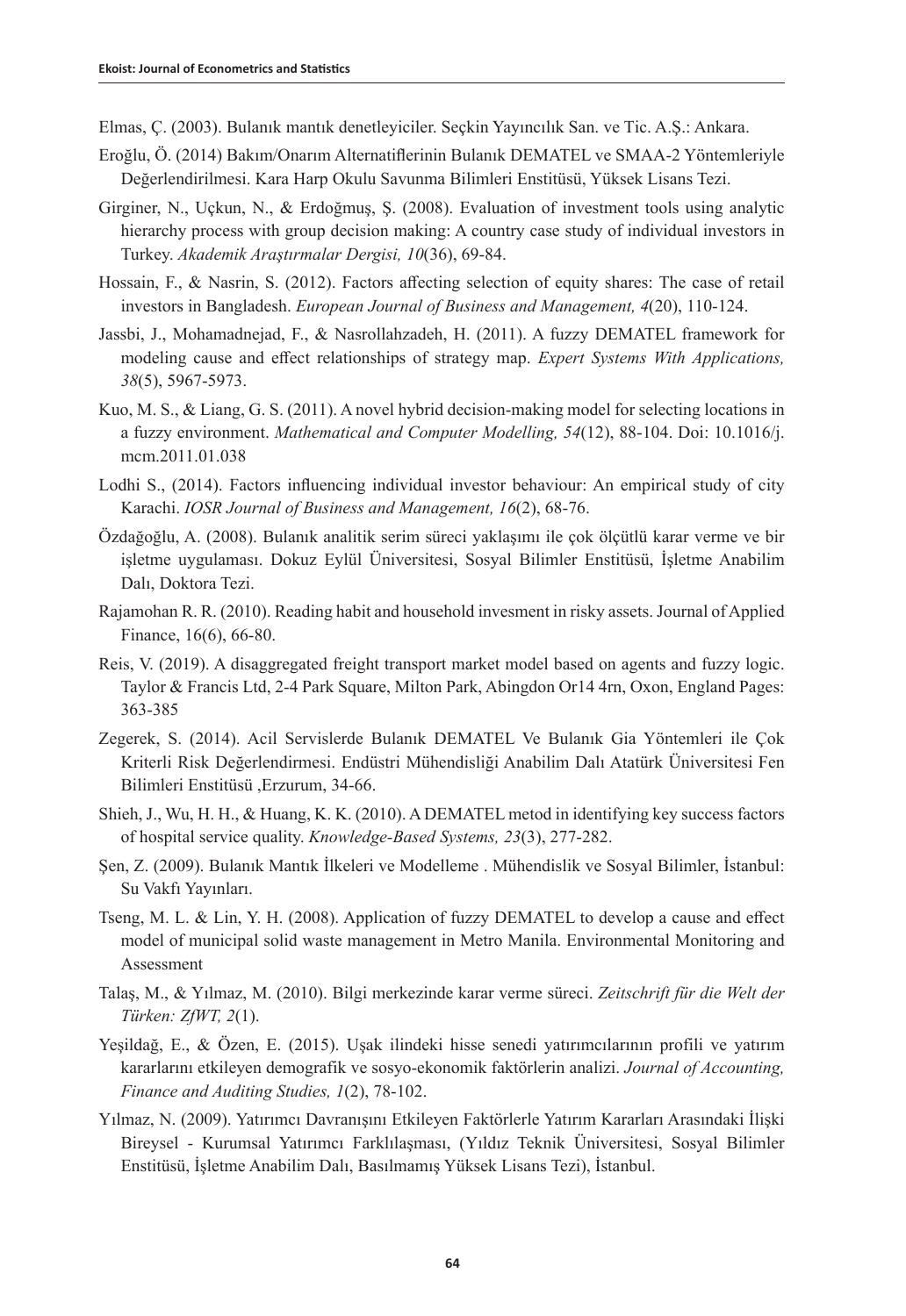Elmas, Ç. (2003). Bulanık mantık denetleyiciler. Seçkin Yayıncılık San. ve Tic. A.Ş.: Ankara.

Eroğlu, Ö. (2014) Bakım/Onarım Alternatiflerinin Bulanık DEMATEL ve SMAA-2 Yöntemleriyle Değerlendirilmesi. Kara Harp Okulu Savunma Bilimleri Enstitüsü, Yüksek Lisans Tezi.

Girginer, N., Uçkun, N., & Erdoğmuş, Ş. (2008). Evaluation of investment tools using analytic hierarchy process with group decision making: A country case study of individual investors in Turkey. *Akademik Araştırmalar Dergisi, 10*(36), 69-84.

Hossain, F., & Nasrin, S. (2012). Factors affecting selection of equity shares: The case of retail investors in Bangladesh. *European Journal of Business and Management, 4*(20), 110-124.

Jassbi, J., Mohamadnejad, F., & Nasrollahzadeh, H. (2011). A fuzzy DEMATEL framework for modeling cause and effect relationships of strategy map. *Expert Systems With Applications, 38*(5), 5967-5973.

Kuo, M. S., & Liang, G. S. (2011). A novel hybrid decision-making model for selecting locations in a fuzzy environment. *Mathematical and Computer Modelling, 54*(12), 88-104. Doi: 10.1016/j.mcm.2011.01.038

Lodhi S., (2014). Factors influencing individual investor behaviour: An empirical study of city Karachi. *IOSR Journal of Business and Management, 16*(2), 68-76.

Özdağoğlu, A. (2008). Bulanık analitik serim süreci yaklaşımı ile çok ölçütlü karar verme ve bir işletme uygulaması. Dokuz Eylül Üniversitesi, Sosyal Bilimler Enstitüsü, İşletme Anabilim Dalı, Doktora Tezi.

Rajamohan R. R. (2010). Reading habit and household invesment in risky assets. Journal of Applied Finance, 16(6), 66-80.

Reis, V. (2019). A disaggregated freight transport market model based on agents and fuzzy logic. Taylor & Francis Ltd, 2-4 Park Square, Milton Park, Abingdon Or14 4rn, Oxon, England Pages: 363-385

Zegerek, S. (2014). Acil Servislerde Bulanık DEMATEL Ve Bulanık Gia Yöntemleri ile Çok Kriterli Risk Değerlendirmesi. Endüstri Mühendisliği Anabilim Dalı Atatürk Üniversitesi Fen Bilimleri Enstitüsü ,Erzurum, 34-66.

Shieh, J., Wu, H. H., & Huang, K. K. (2010). A DEMATEL metod in identifying key success factors of hospital service quality. *Knowledge-Based Systems, 23*(3), 277-282.

Şen, Z. (2009). Bulanık Mantık İlkeleri ve Modelleme . Mühendislik ve Sosyal Bilimler, İstanbul: Su Vakfı Yayınları.

Tseng, M. L. & Lin, Y. H. (2008). Application of fuzzy DEMATEL to develop a cause and effect model of municipal solid waste management in Metro Manila. Environmental Monitoring and Assessment

Talaş, M., & Yılmaz, M. (2010). Bilgi merkezinde karar verme süreci. *Zeitschrift für die Welt der Türken: ZfWT, 2*(1).

Yeşildağ, E., & Özen, E. (2015). Uşak ilindeki hisse senedi yatırımcılarının profili ve yatırım kararlarını etkileyen demografik ve sosyo-ekonomik faktörlerin analizi. *Journal of Accounting, Finance and Auditing Studies, 1*(2), 78-102.

Yılmaz, N. (2009). Yatırımcı Davranışını Etkileyen Faktörlerle Yatırım Kararları Arasındaki İlişki Bireysel - Kurumsal Yatırımcı Farklılaşması, (Yıldız Teknik Üniversitesi, Sosyal Bilimler Enstitüsü, İşletme Anabilim Dalı, Basılmamış Yüksek Lisans Tezi), İstanbul.